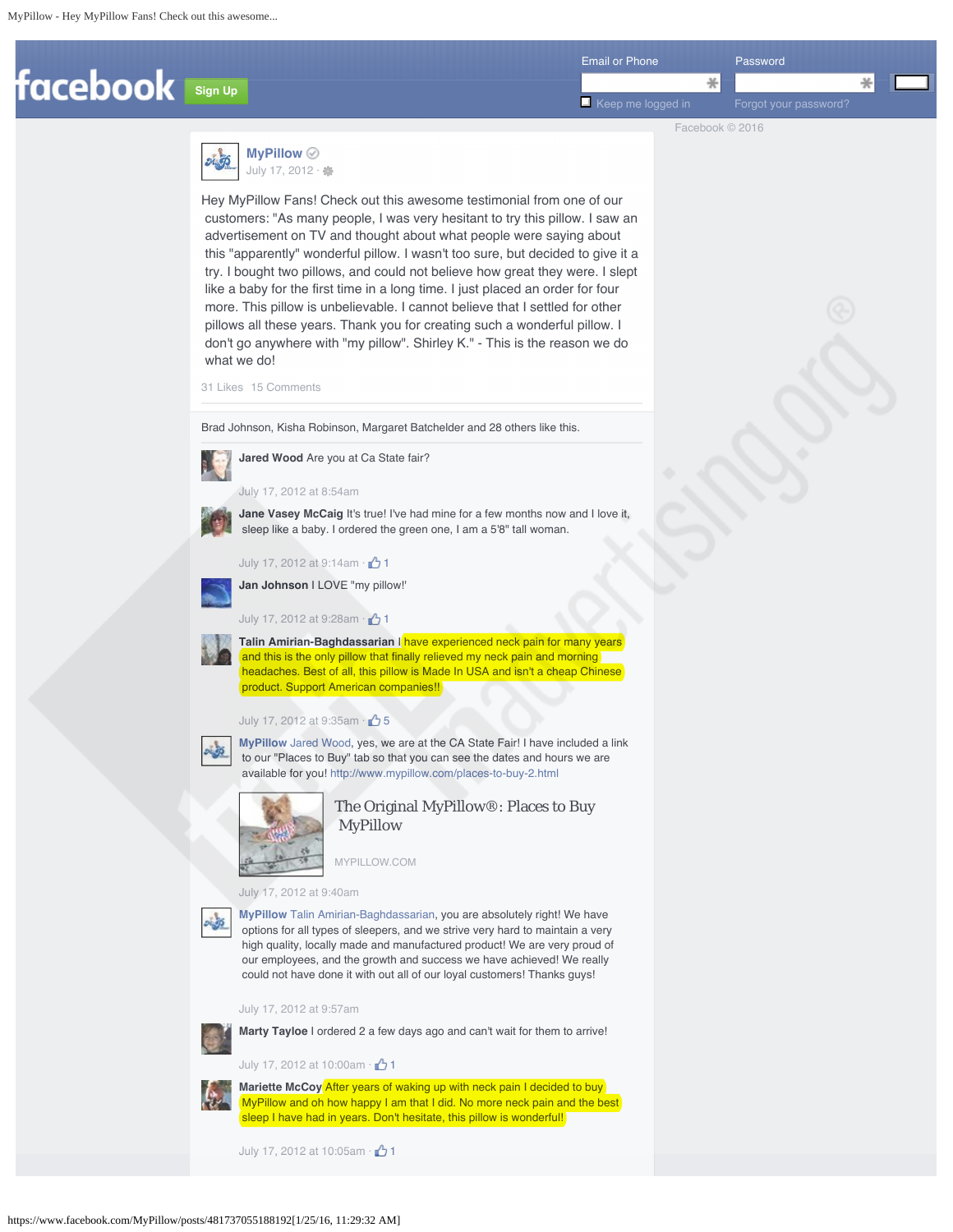facebook **Sign Up**

Email or Phone | Password

Keep me logged in | Forgot your password?

Facebook © 2016

**MyPillow**
July 17, 2012 ·

Hey MyPillow Fans! Check out this awesome testimonial from one of our customers: "As many people, I was very hesitant to try this pillow. I saw an advertisement on TV and thought about what people were saying about this "apparently" wonderful pillow. I wasn't too sure, but decided to give it a try. I bought two pillows, and could not believe how great they were. I slept like a baby for the first time in a long time. I just placed an order for four more. This pillow is unbelievable. I cannot believe that I settled for other pillows all these years. Thank you for creating such a wonderful pillow. I don't go anywhere with "my pillow". Shirley K." - This is the reason we do what we do!

31 Likes 15 Comments

Brad Johnson, Kisha Robinson, Margaret Batchelder and 28 others like this.

**Jared Wood** Are you at Ca State fair?

July 17, 2012 at 8:54am

**Jane Vasey McCaig** It's true! I've had mine for a few months now and I love it, sleep like a baby. I ordered the green one, I am a 5'8" tall woman.

July 17, 2012 at 9:14am · 1

**Jan Johnson** I LOVE "my pillow!'

July 17, 2012 at 9:28am · 1

**Talin Amirian-Baghdassarian** I have experienced neck pain for many years and this is the only pillow that finally relieved my neck pain and morning headaches. Best of all, this pillow is Made In USA and isn't a cheap Chinese product. Support American companies!!

July 17, 2012 at 9:35am · 5

**MyPillow** Jared Wood, yes, we are at the CA State Fair! I have included a link to our "Places to Buy" tab so that you can see the dates and hours we are available for you! http://www.mypillow.com/places-to-buy-2.html

The Original MyPillow®: Places to Buy MyPillow
MYPILLOW.COM

July 17, 2012 at 9:40am

**MyPillow** Talin Amirian-Baghdassarian, you are absolutely right! We have options for all types of sleepers, and we strive very hard to maintain a very high quality, locally made and manufactured product! We are very proud of our employees, and the growth and success we have achieved! We really could not have done it with out all of our loyal customers! Thanks guys!

July 17, 2012 at 9:57am

**Marty Tayloe** I ordered 2 a few days ago and can't wait for them to arrive!

July 17, 2012 at 10:00am · 1

**Mariette McCoy** After years of waking up with neck pain I decided to buy MyPillow and oh how happy I am that I did. No more neck pain and the best sleep I have had in years. Don't hesitate, this pillow is wonderful!

July 17, 2012 at 10:05am · 1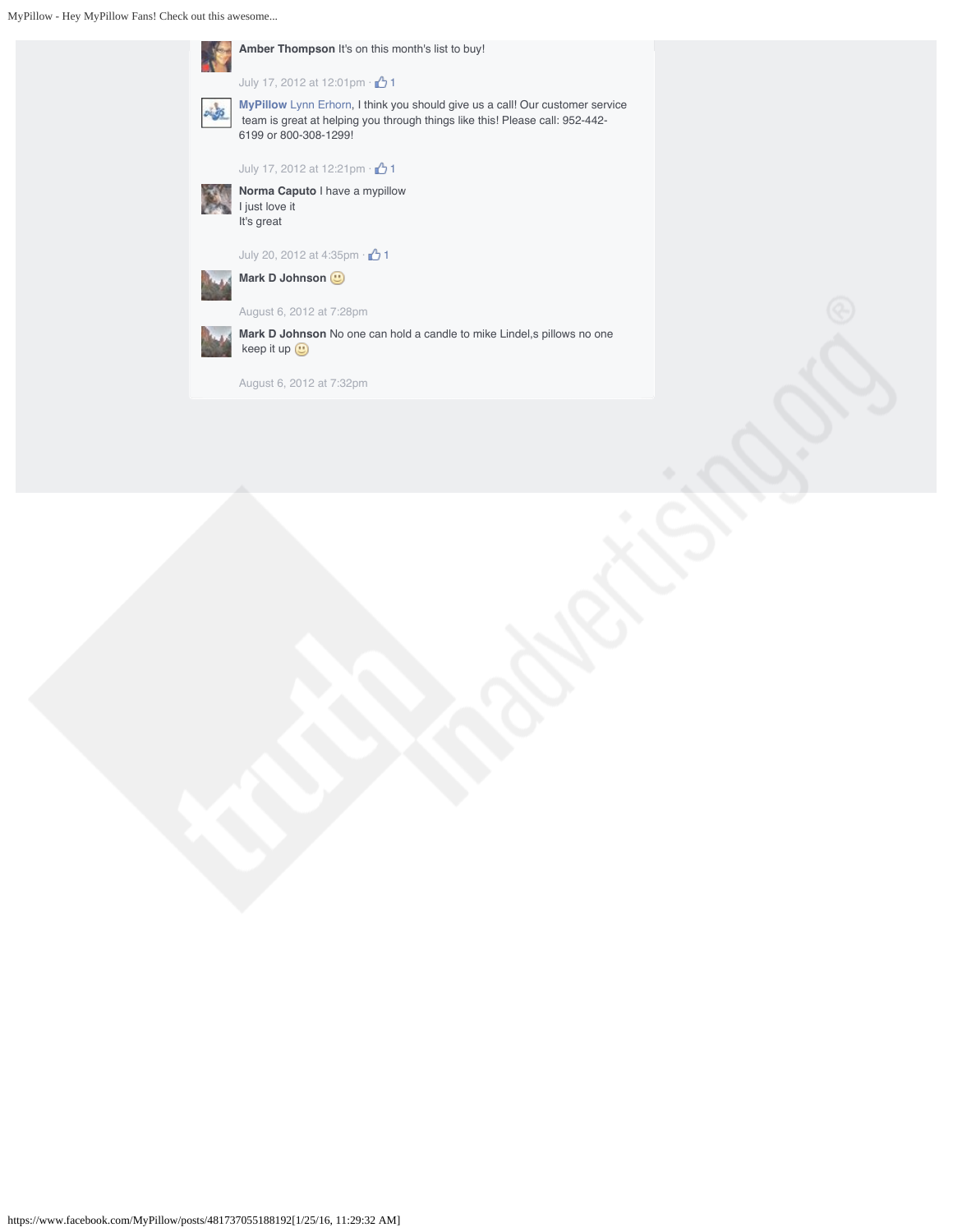**Amber Thompson** It's on this month's list to buy!

July 17, 2012 at 12:01pm · 1

**MyPillow** Lynn Erhorn, I think you should give us a call! Our customer service team is great at helping you through things like this! Please call: 952-442-6199 or 800-308-1299!

July 17, 2012 at 12:21pm · 1

**Norma Caputo** I have a mypillow
I just love it
It's great

July 20, 2012 at 4:35pm · 1

**Mark D Johnson** 🙂

August 6, 2012 at 7:28pm

**Mark D Johnson** No one can hold a candle to mike Lindel,s pillows no one keep it up 🙂

August 6, 2012 at 7:32pm